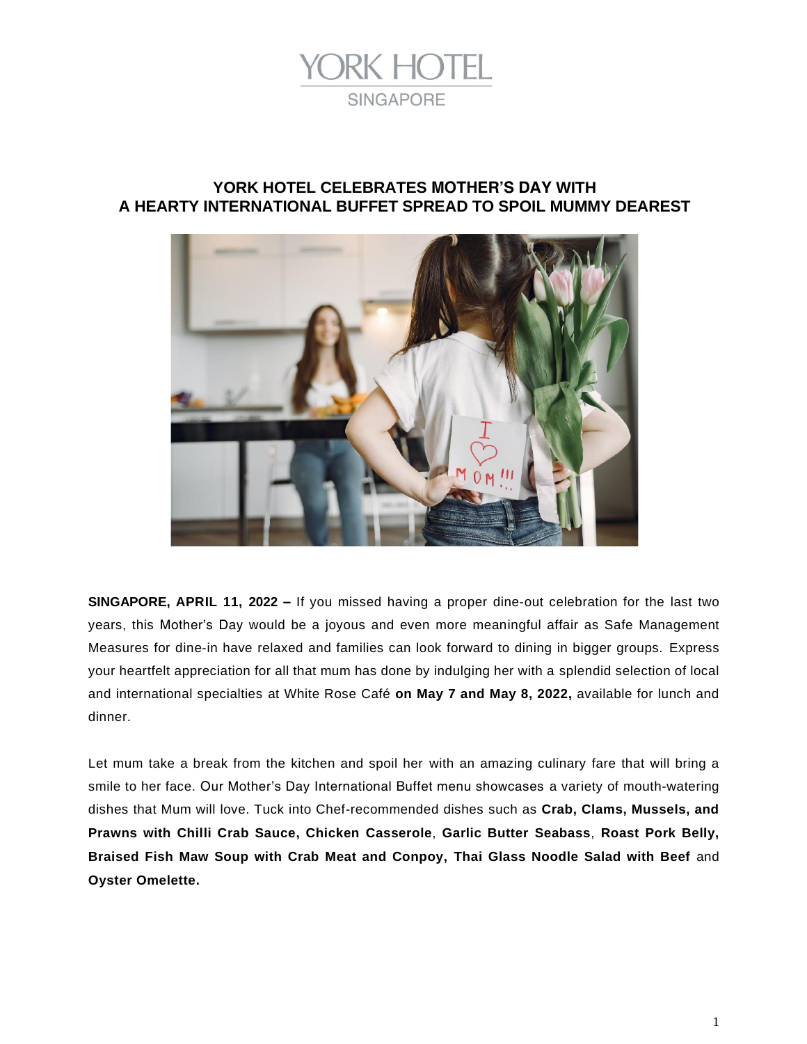YORK HOTEL

SINGAPORE

# YORK HOTEL CELEBRATES MOTHER'S DAY WITH A HEARTY INTERNATIONAL BUFFET SPREAD TO SPOIL MUMMY DEAREST

**SINGAPORE, APRIL 11, 2022 –** If you missed having a proper dine-out celebration for the last two years, this Mother's Day would be a joyous and even more meaningful affair as Safe Management Measures for dine-in have relaxed and families can look forward to dining in bigger groups. Express your heartfelt appreciation for all that mum has done by indulging her with a splendid selection of local and international specialties at White Rose Café **on May 7 and May 8, 2022,** available for lunch and dinner.

Let mum take a break from the kitchen and spoil her with an amazing culinary fare that will bring a smile to her face. Our Mother's Day International Buffet menu showcases a variety of mouth-watering dishes that Mum will love. Tuck into Chef-recommended dishes such as **Crab, Clams, Mussels, and Prawns with Chilli Crab Sauce, Chicken Casserole**, **Garlic Butter Seabass**, **Roast Pork Belly, Braised Fish Maw Soup with Crab Meat and Conpoy, Thai Glass Noodle Salad with Beef** and **Oyster Omelette.**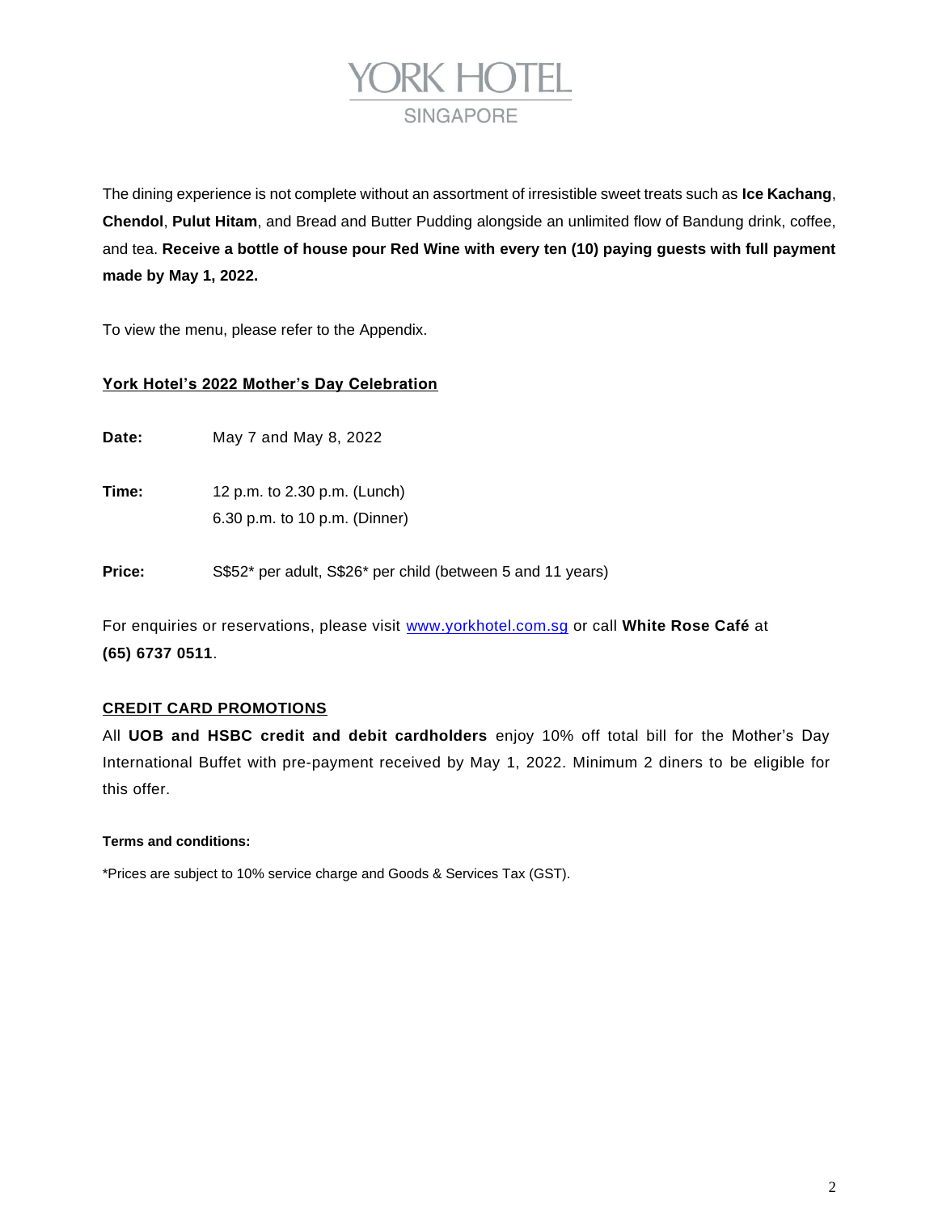The dining experience is not complete without an assortment of irresistible sweet treats such as **Ice Kachang**, **Chendol**, **Pulut Hitam**, and Bread and Butter Pudding alongside an unlimited flow of Bandung drink, coffee, and tea. **Receive a bottle of house pour Red Wine with every ten (10) paying guests with full payment made by May 1, 2022.**

To view the menu, please refer to the Appendix.

**York Hotel's 2022 Mother's Day Celebration**

**Date:** May 7 and May 8, 2022

**Time:** 12 p.m. to 2.30 p.m. (Lunch)
6.30 p.m. to 10 p.m. (Dinner)

**Price:** S$52* per adult, S$26* per child (between 5 and 11 years)

For enquiries or reservations, please visit [www.yorkhotel.com.sg](http://www.yorkhotel.com.sg) or call **White Rose Café** at **(65) 6737 0511**.

**CREDIT CARD PROMOTIONS**

All **UOB and HSBC credit and debit cardholders** enjoy 10% off total bill for the Mother's Day International Buffet with pre-payment received by May 1, 2022. Minimum 2 diners to be eligible for this offer.

**Terms and conditions:**

*Prices are subject to 10% service charge and Goods & Services Tax (GST).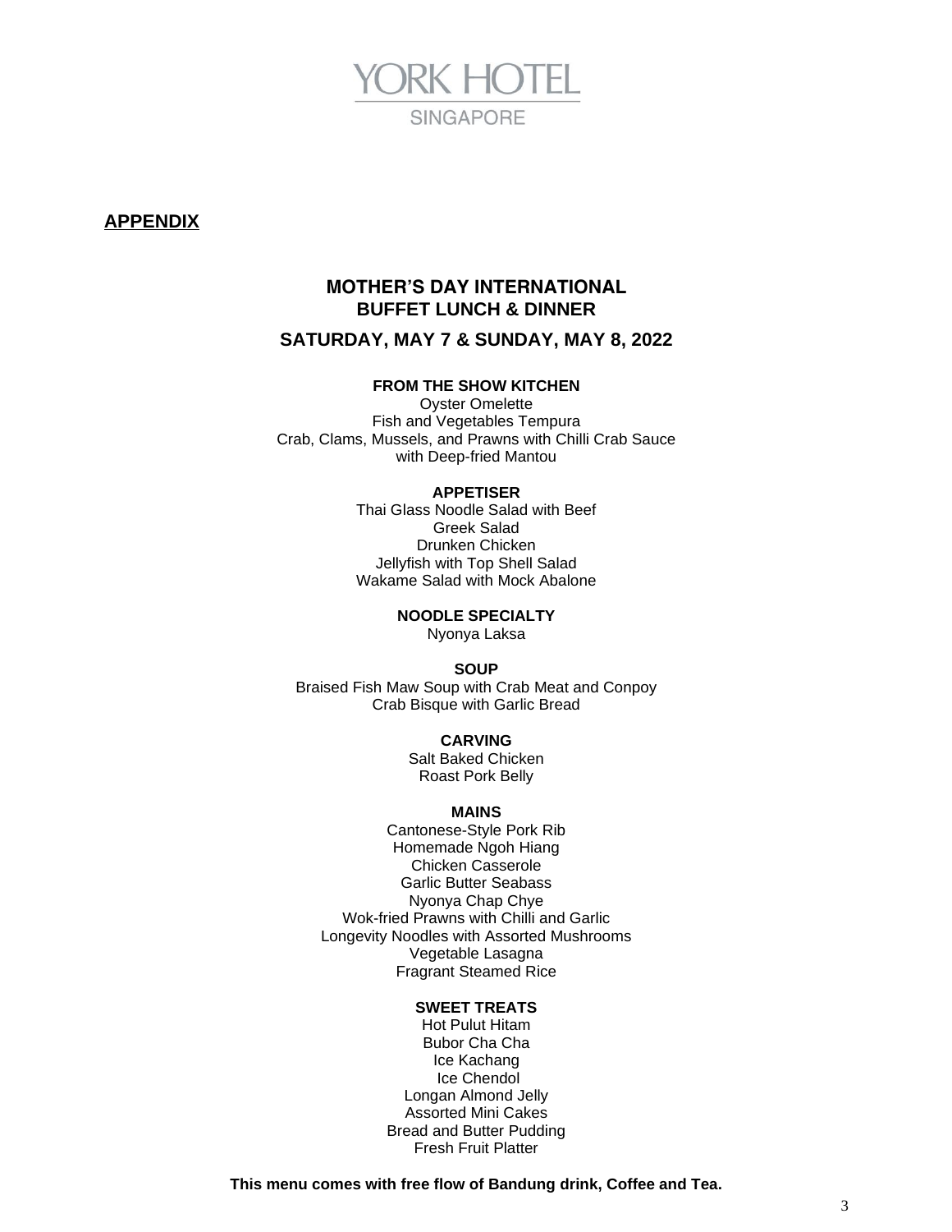YORK HOTEL

SINGAPORE

## APPENDIX

# MOTHER'S DAY INTERNATIONAL BUFFET LUNCH & DINNER

## SATURDAY, MAY 7 & SUNDAY, MAY 8, 2022

**FROM THE SHOW KITCHEN**

Oyster Omelette
Fish and Vegetables Tempura
Crab, Clams, Mussels, and Prawns with Chilli Crab Sauce
with Deep-fried Mantou

**APPETISER**

Thai Glass Noodle Salad with Beef
Greek Salad
Drunken Chicken
Jellyfish with Top Shell Salad
Wakame Salad with Mock Abalone

**NOODLE SPECIALTY**

Nyonya Laksa

**SOUP**

Braised Fish Maw Soup with Crab Meat and Conpoy
Crab Bisque with Garlic Bread

**CARVING**

Salt Baked Chicken
Roast Pork Belly

**MAINS**

Cantonese-Style Pork Rib
Homemade Ngoh Hiang
Chicken Casserole
Garlic Butter Seabass
Nyonya Chap Chye
Wok-fried Prawns with Chilli and Garlic
Longevity Noodles with Assorted Mushrooms
Vegetable Lasagna
Fragrant Steamed Rice

**SWEET TREATS**

Hot Pulut Hitam
Bubor Cha Cha
Ice Kachang
Ice Chendol
Longan Almond Jelly
Assorted Mini Cakes
Bread and Butter Pudding
Fresh Fruit Platter

**This menu comes with free flow of Bandung drink, Coffee and Tea.**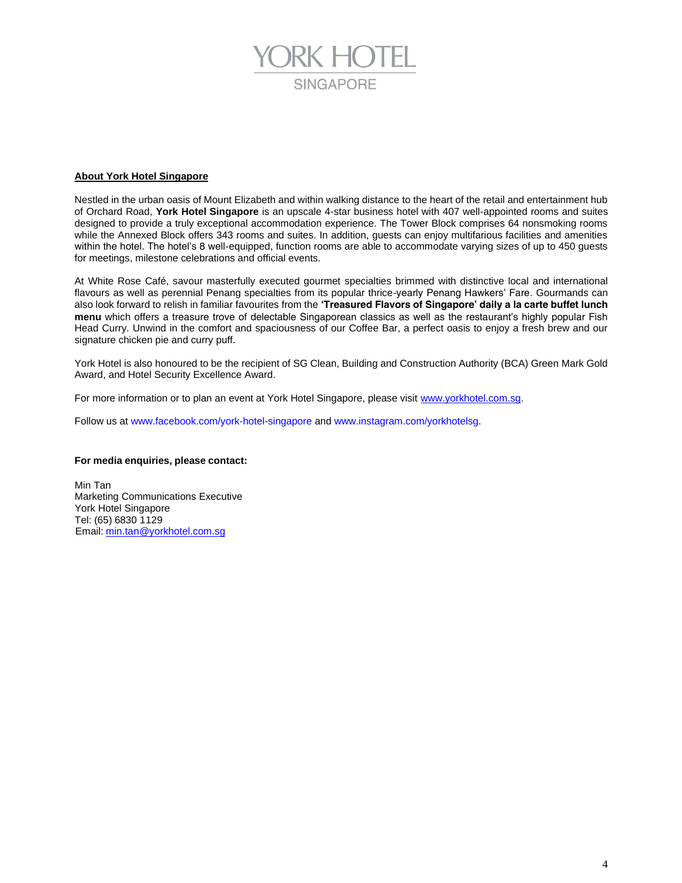YORK HOTEL
SINGAPORE

**About York Hotel Singapore**

Nestled in the urban oasis of Mount Elizabeth and within walking distance to the heart of the retail and entertainment hub of Orchard Road, **York Hotel Singapore** is an upscale 4-star business hotel with 407 well-appointed rooms and suites designed to provide a truly exceptional accommodation experience. The Tower Block comprises 64 nonsmoking rooms while the Annexed Block offers 343 rooms and suites. In addition, guests can enjoy multifarious facilities and amenities within the hotel. The hotel's 8 well-equipped, function rooms are able to accommodate varying sizes of up to 450 guests for meetings, milestone celebrations and official events.

At White Rose Café, savour masterfully executed gourmet specialties brimmed with distinctive local and international flavours as well as perennial Penang specialties from its popular thrice-yearly Penang Hawkers' Fare. Gourmands can also look forward to relish in familiar favourites from the **'Treasured Flavors of Singapore' daily a la carte buffet lunch menu** which offers a treasure trove of delectable Singaporean classics as well as the restaurant's highly popular Fish Head Curry. Unwind in the comfort and spaciousness of our Coffee Bar, a perfect oasis to enjoy a fresh brew and our signature chicken pie and curry puff.

York Hotel is also honoured to be the recipient of SG Clean, Building and Construction Authority (BCA) Green Mark Gold Award, and Hotel Security Excellence Award.

For more information or to plan an event at York Hotel Singapore, please visit www.yorkhotel.com.sg.

Follow us at www.facebook.com/york-hotel-singapore and www.instagram.com/yorkhotelsg.

**For media enquiries, please contact:**

Min Tan
Marketing Communications Executive
York Hotel Singapore
Tel: (65) 6830 1129
Email: min.tan@yorkhotel.com.sg